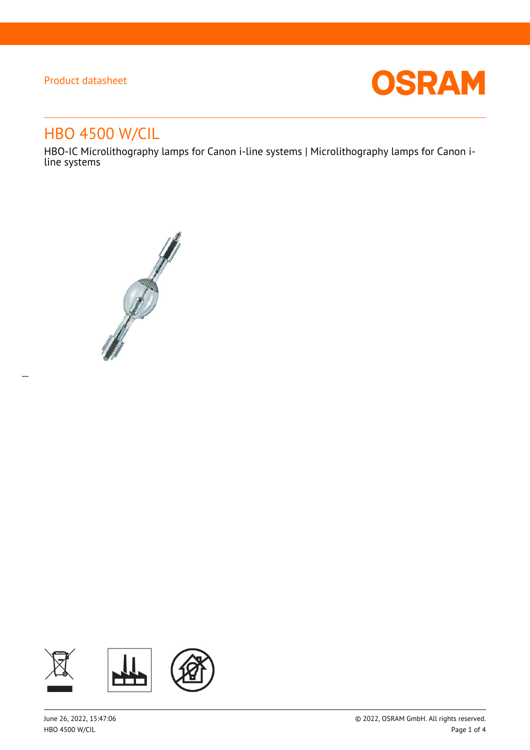Product datasheet

# HBO 4500 W/CIL

HBO-IC Microlithography lamps for Canon i-line systems | Microlithography lamps for Canon i-line systems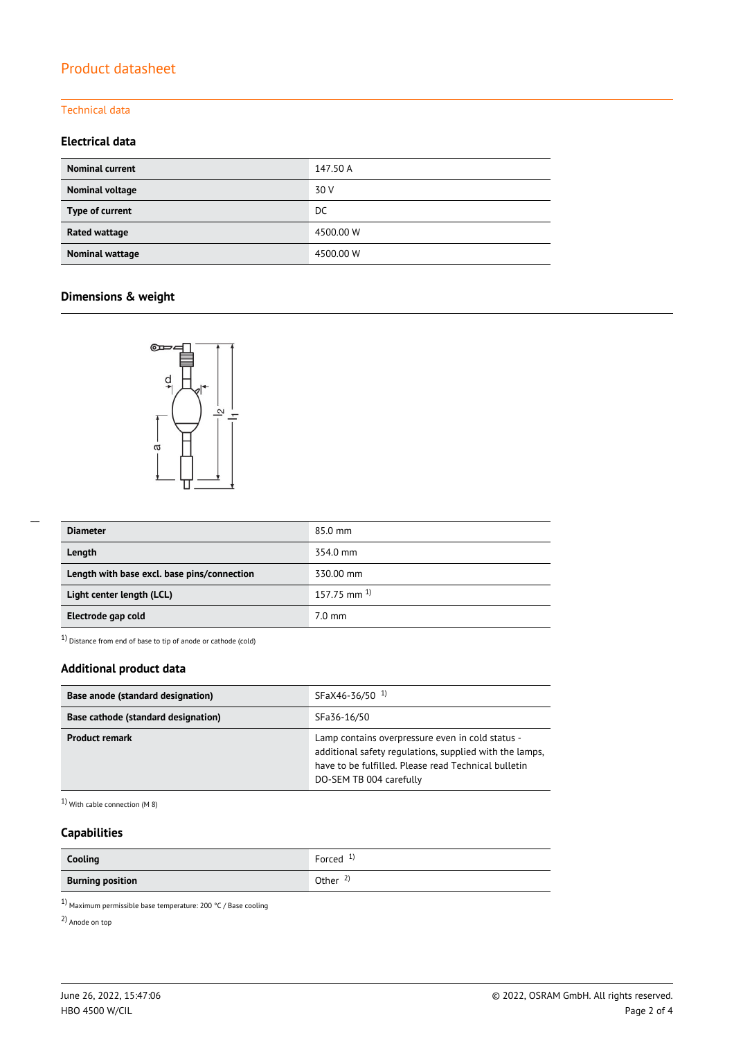# Product datasheet

## Technical data

### Electrical data

| | |
|---|---|
| **Nominal current** | 147.50 A |
| **Nominal voltage** | 30 V |
| **Type of current** | DC |
| **Rated wattage** | 4500.00 W |
| **Nominal wattage** | 4500.00 W |

### Dimensions & weight

| | |
|---|---|
| **Diameter** | 85.0 mm |
| **Length** | 354.0 mm |
| **Length with base excl. base pins/connection** | 330.00 mm |
| **Light center length (LCL)** | 157.75 mm [1] |
| **Electrode gap cold** | 7.0 mm |

[1] Distance from end of base to tip of anode or cathode (cold)

### Additional product data

| | |
|---|---|
| **Base anode (standard designation)** | SFaX46-36/50 [1] |
| **Base cathode (standard designation)** | SFa36-16/50 |
| **Product remark** | Lamp contains overpressure even in cold status - additional safety regulations, supplied with the lamps, have to be fulfilled. Please read Technical bulletin DO-SEM TB 004 carefully |

[1] With cable connection (M 8)

### Capabilities

| | |
|---|---|
| **Cooling** | Forced [1] |
| **Burning position** | Other [2] |

[1] Maximum permissible base temperature: 200 °C / Base cooling

[2] Anode on top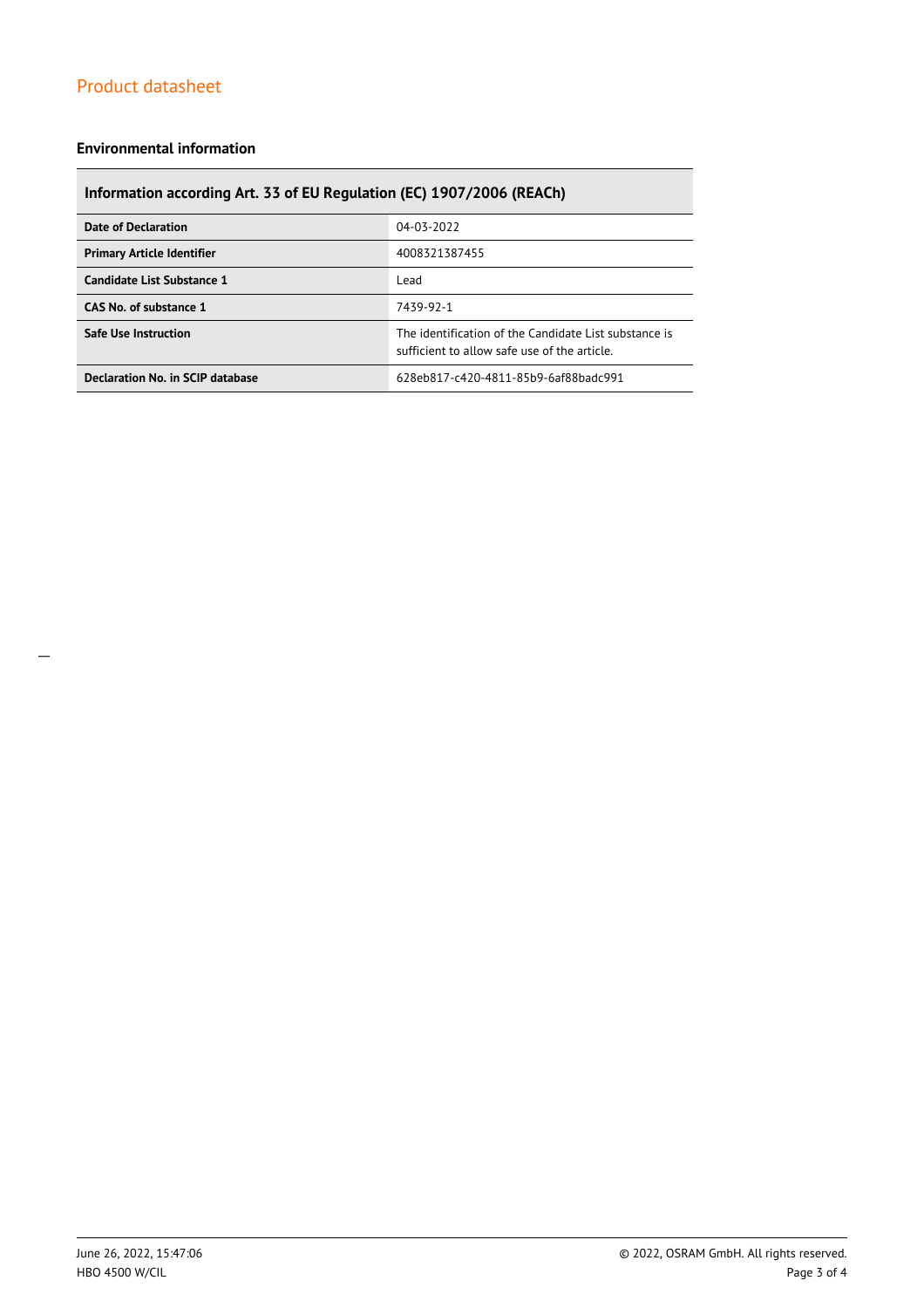## Environmental information

| Information according Art. 33 of EU Regulation (EC) 1907/2006 (REACh) | |
|---|---|
| **Date of Declaration** | 04-03-2022 |
| **Primary Article Identifier** | 4008321387455 |
| **Candidate List Substance 1** | Lead |
| **CAS No. of substance 1** | 7439-92-1 |
| **Safe Use Instruction** | The identification of the Candidate List substance is sufficient to allow safe use of the article. |
| **Declaration No. in SCIP database** | 628eb817-c420-4811-85b9-6af88badc991 |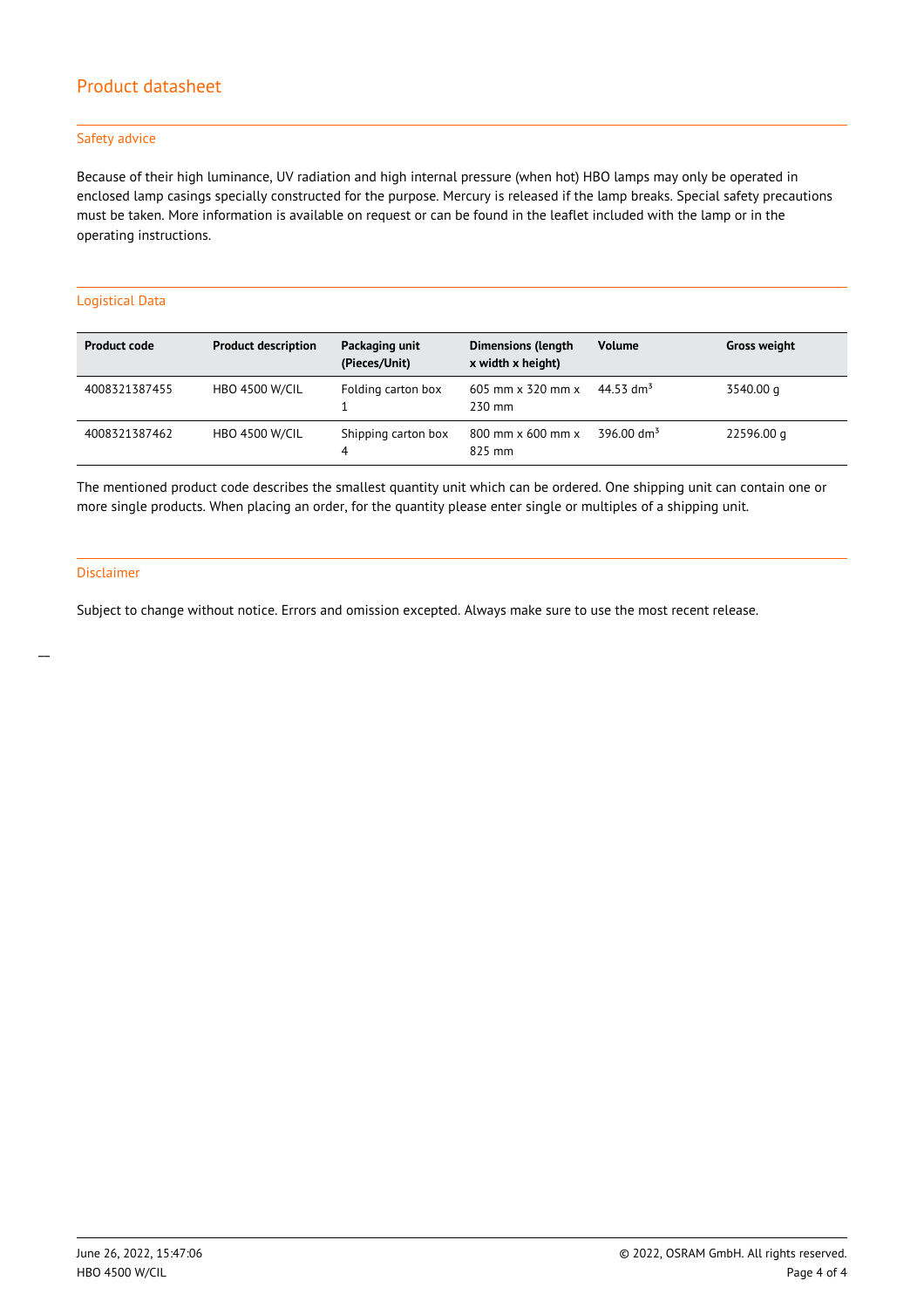## Safety advice

Because of their high luminance, UV radiation and high internal pressure (when hot) HBO lamps may only be operated in enclosed lamp casings specially constructed for the purpose. Mercury is released if the lamp breaks. Special safety precautions must be taken. More information is available on request or can be found in the leaflet included with the lamp or in the operating instructions.

## Logistical Data

| Product code | Product description | Packaging unit (Pieces/Unit) | Dimensions (length x width x height) | Volume | Gross weight |
| --- | --- | --- | --- | --- | --- |
| 4008321387455 | HBO 4500 W/CIL | Folding carton box 1 | 605 mm x 320 mm x 230 mm | 44.53 dm³ | 3540.00 g |
| 4008321387462 | HBO 4500 W/CIL | Shipping carton box 4 | 800 mm x 600 mm x 825 mm | 396.00 dm³ | 22596.00 g |

The mentioned product code describes the smallest quantity unit which can be ordered. One shipping unit can contain one or more single products. When placing an order, for the quantity please enter single or multiples of a shipping unit.

## Disclaimer

Subject to change without notice. Errors and omission excepted. Always make sure to use the most recent release.